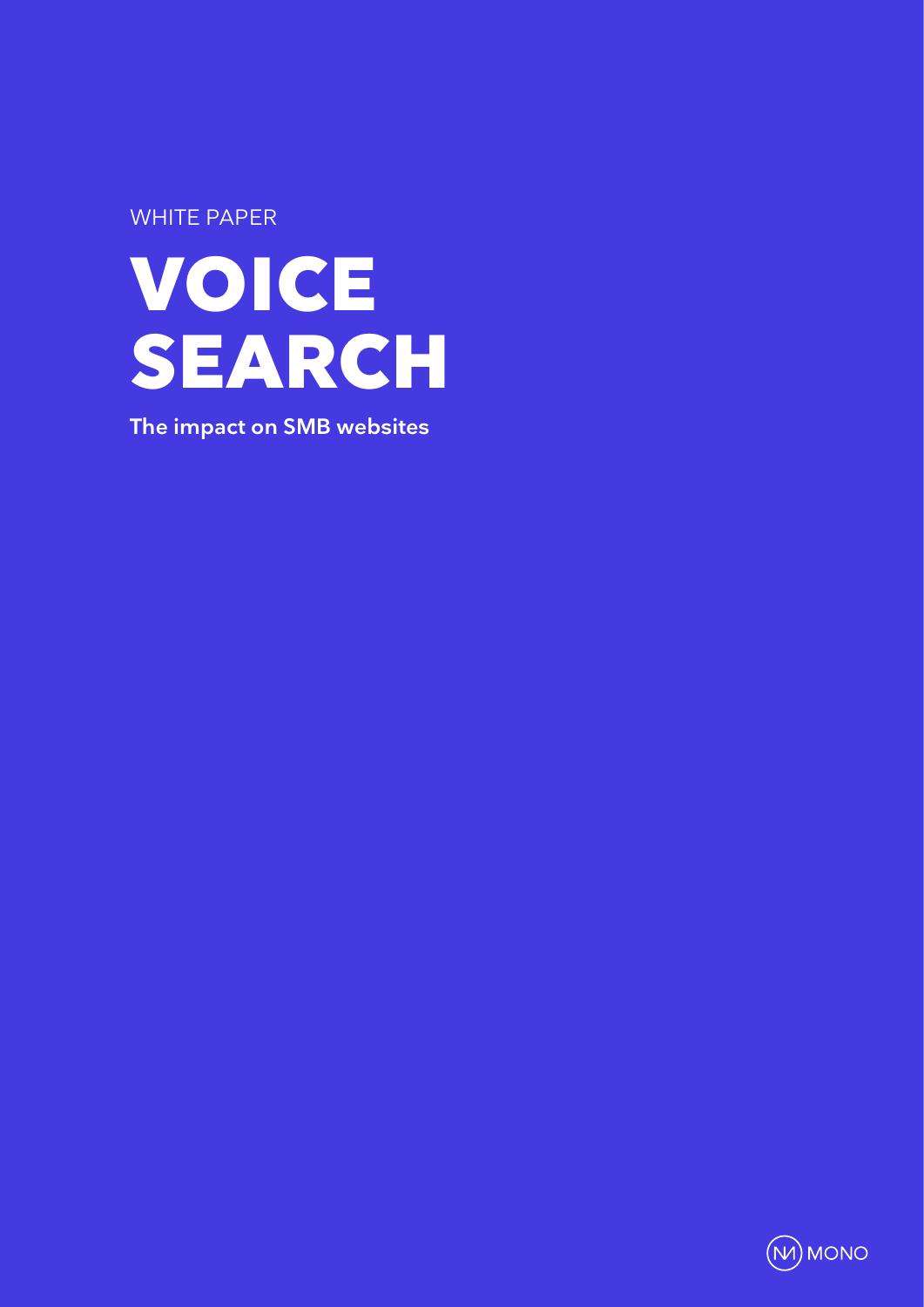WHITE PAPER

# VOICE SEARCH

**The impact on SMB websites**

MONO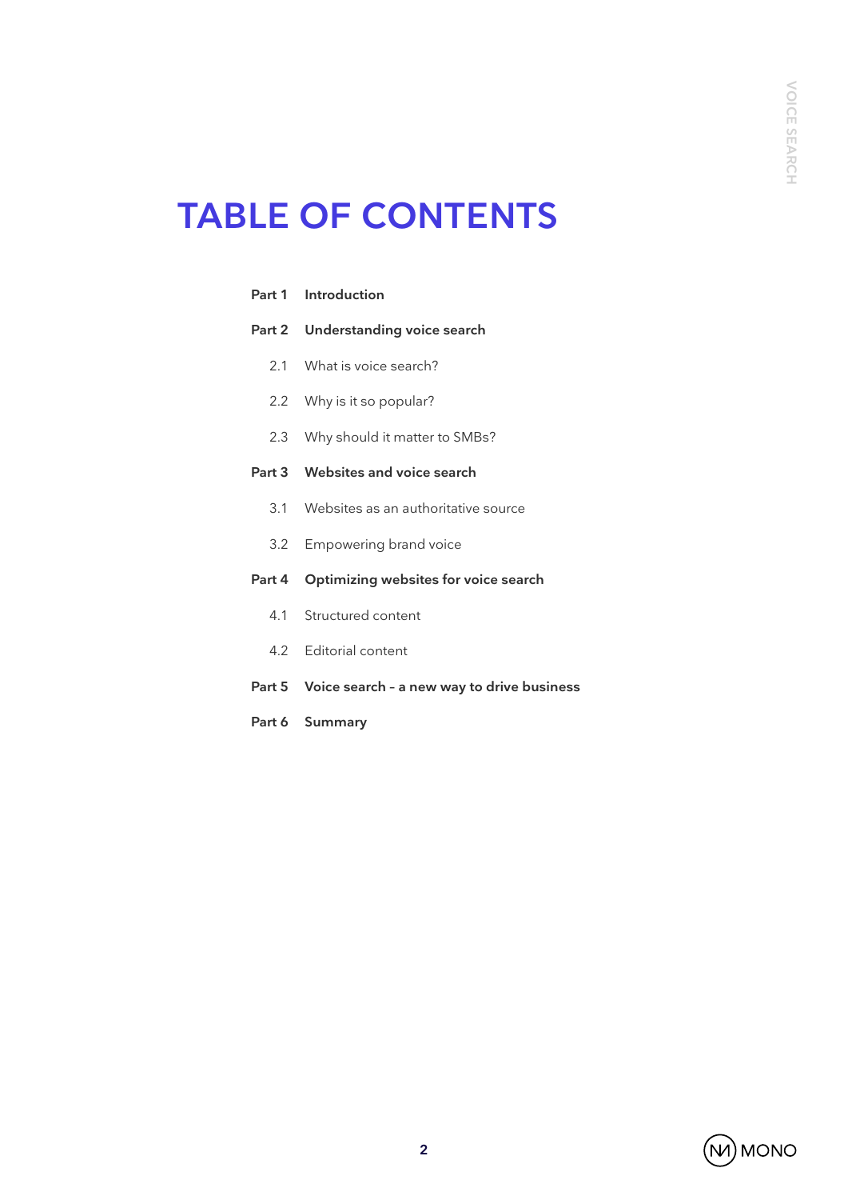# TABLE OF CONTENTS

**Part 1** **Introduction**

**Part 2** **Understanding voice search**

- 2.1 What is voice search?
- 2.2 Why is it so popular?
- 2.3 Why should it matter to SMBs?

**Part 3** **Websites and voice search**

- 3.1 Websites as an authoritative source
- 3.2 Empowering brand voice

**Part 4** **Optimizing websites for voice search**

- 4.1 Structured content
- 4.2 Editorial content

**Part 5** **Voice search – a new way to drive business**

**Part 6** **Summary**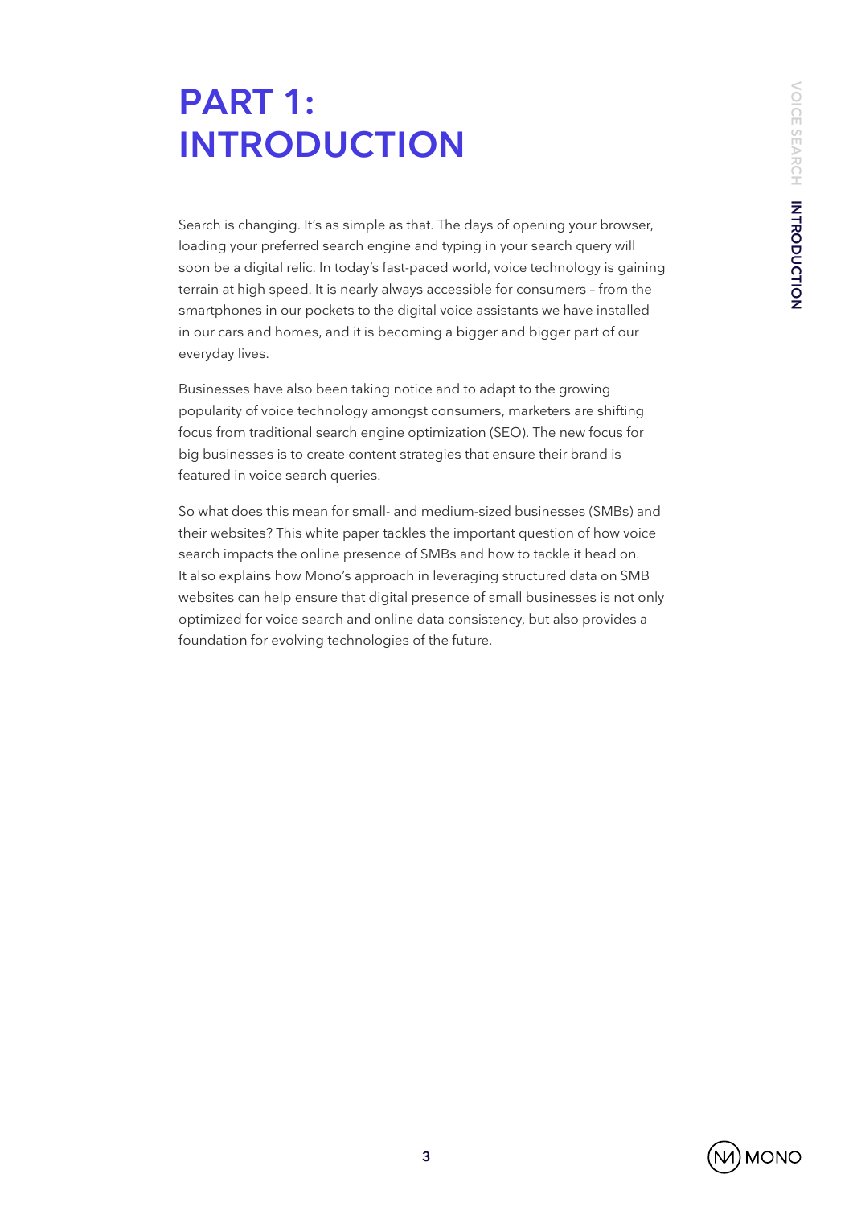# PART 1: INTRODUCTION

Search is changing. It's as simple as that. The days of opening your browser, loading your preferred search engine and typing in your search query will soon be a digital relic. In today's fast-paced world, voice technology is gaining terrain at high speed. It is nearly always accessible for consumers – from the smartphones in our pockets to the digital voice assistants we have installed in our cars and homes, and it is becoming a bigger and bigger part of our everyday lives.

Businesses have also been taking notice and to adapt to the growing popularity of voice technology amongst consumers, marketers are shifting focus from traditional search engine optimization (SEO). The new focus for big businesses is to create content strategies that ensure their brand is featured in voice search queries.

So what does this mean for small- and medium-sized businesses (SMBs) and their websites? This white paper tackles the important question of how voice search impacts the online presence of SMBs and how to tackle it head on. It also explains how Mono's approach in leveraging structured data on SMB websites can help ensure that digital presence of small businesses is not only optimized for voice search and online data consistency, but also provides a foundation for evolving technologies of the future.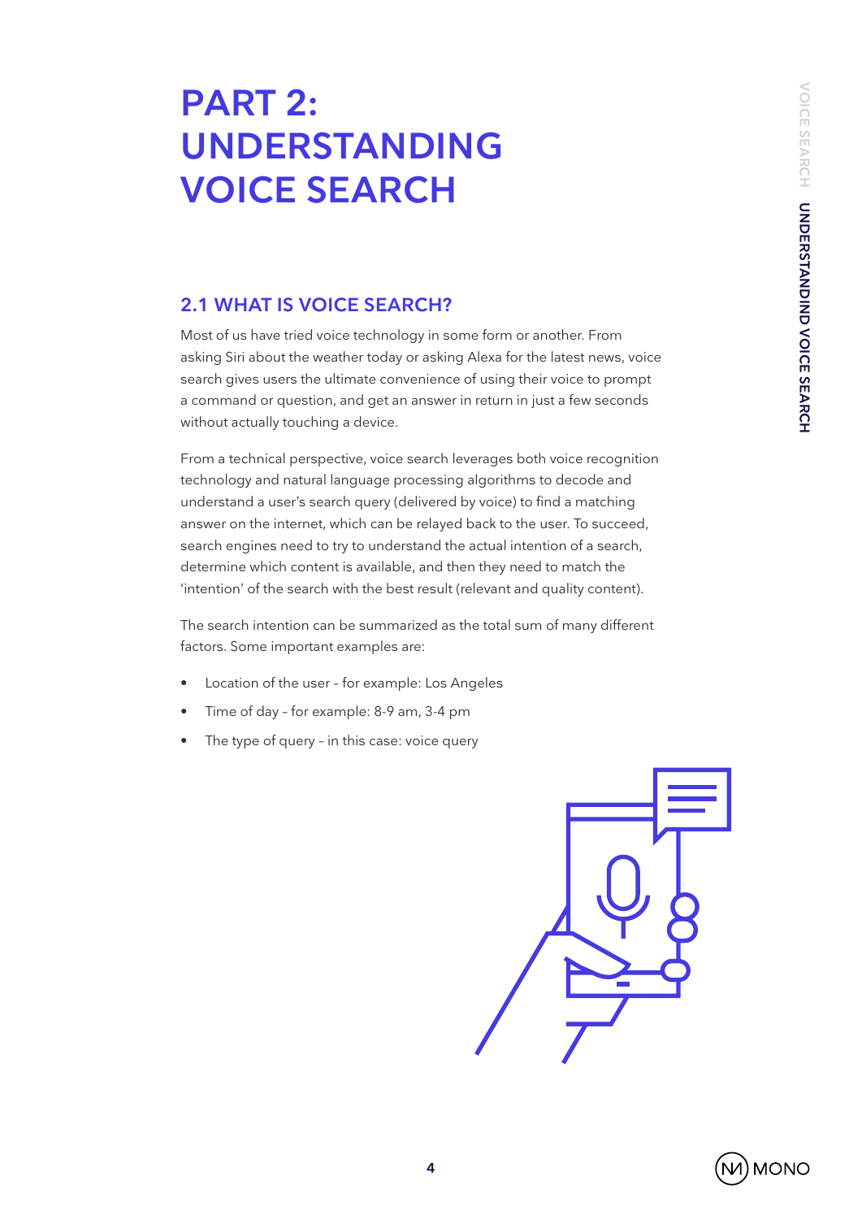# PART 2: UNDERSTANDING VOICE SEARCH

## 2.1 WHAT IS VOICE SEARCH?

Most of us have tried voice technology in some form or another. From asking Siri about the weather today or asking Alexa for the latest news, voice search gives users the ultimate convenience of using their voice to prompt a command or question, and get an answer in return in just a few seconds without actually touching a device.

From a technical perspective, voice search leverages both voice recognition technology and natural language processing algorithms to decode and understand a user's search query (delivered by voice) to find a matching answer on the internet, which can be relayed back to the user. To succeed, search engines need to try to understand the actual intention of a search, determine which content is available, and then they need to match the 'intention' of the search with the best result (relevant and quality content).

The search intention can be summarized as the total sum of many different factors. Some important examples are:

- Location of the user – for example: Los Angeles
- Time of day – for example: 8-9 am, 3-4 pm
- The type of query – in this case: voice query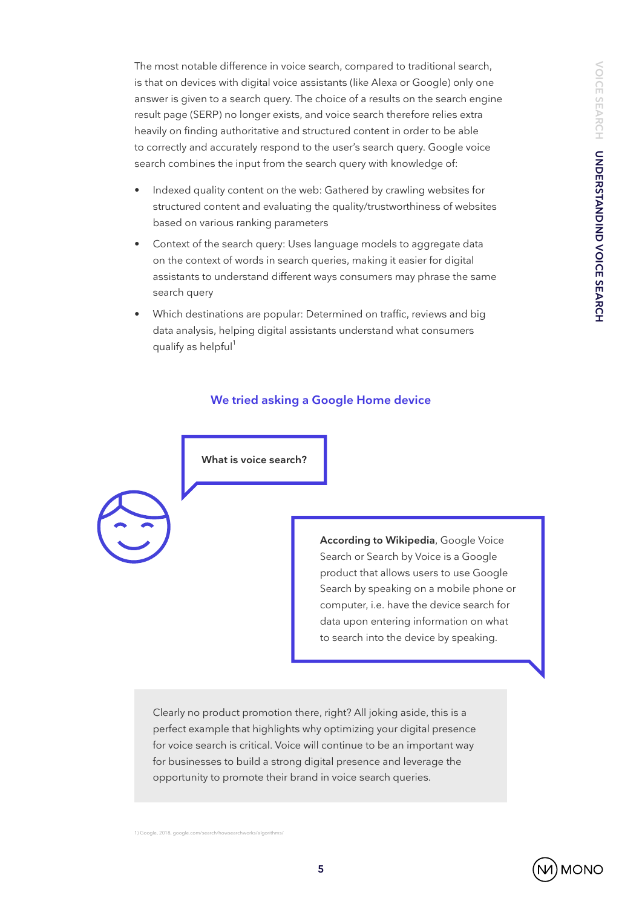The most notable difference in voice search, compared to traditional search, is that on devices with digital voice assistants (like Alexa or Google) only one answer is given to a search query. The choice of a results on the search engine result page (SERP) no longer exists, and voice search therefore relies extra heavily on finding authoritative and structured content in order to be able to correctly and accurately respond to the user's search query. Google voice search combines the input from the search query with knowledge of:

- Indexed quality content on the web: Gathered by crawling websites for structured content and evaluating the quality/trustworthiness of websites based on various ranking parameters
- Context of the search query: Uses language models to aggregate data on the context of words in search queries, making it easier for digital assistants to understand different ways consumers may phrase the same search query
- Which destinations are popular: Determined on traffic, reviews and big data analysis, helping digital assistants understand what consumers qualify as helpful[1]

### We tried asking a Google Home device

**What is voice search?**

**According to Wikipedia**, Google Voice Search or Search by Voice is a Google product that allows users to use Google Search by speaking on a mobile phone or computer, i.e. have the device search for data upon entering information on what to search into the device by speaking.

Clearly no product promotion there, right? All joking aside, this is a perfect example that highlights why optimizing your digital presence for voice search is critical. Voice will continue to be an important way for businesses to build a strong digital presence and leverage the opportunity to promote their brand in voice search queries.

1) Google, 2018, google.com/search/howsearchworks/algorithms/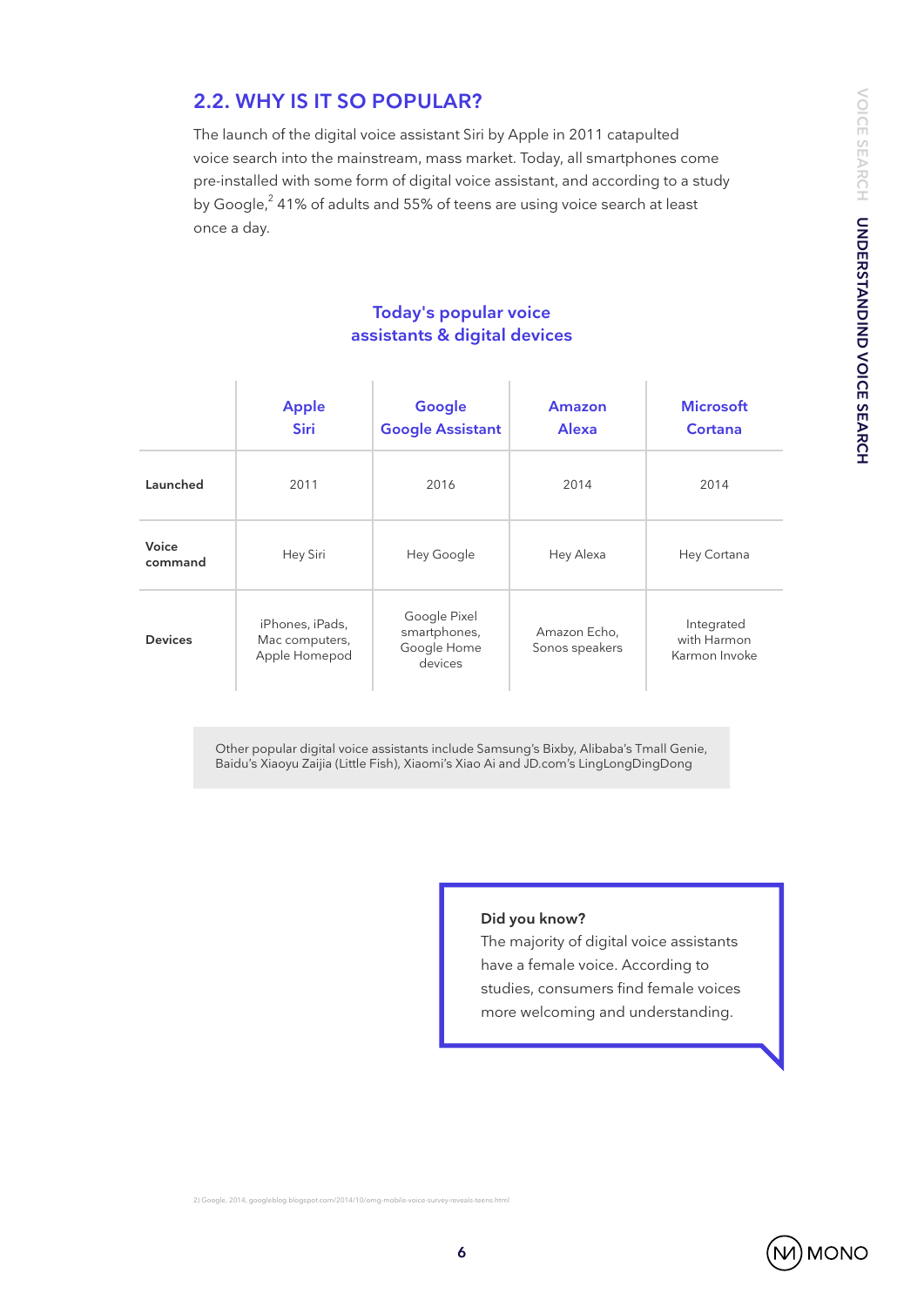## 2.2. WHY IS IT SO POPULAR?

The launch of the digital voice assistant Siri by Apple in 2011 catapulted voice search into the mainstream, mass market. Today, all smartphones come pre-installed with some form of digital voice assistant, and according to a study by Google,[2] 41% of adults and 55% of teens are using voice search at least once a day.

### Today's popular voice assistants & digital devices

| | Apple Siri | Google Google Assistant | Amazon Alexa | Microsoft Cortana |
|---|---|---|---|---|
| **Launched** | 2011 | 2016 | 2014 | 2014 |
| **Voice command** | Hey Siri | Hey Google | Hey Alexa | Hey Cortana |
| **Devices** | iPhones, iPads, Mac computers, Apple Homepod | Google Pixel smartphones, Google Home devices | Amazon Echo, Sonos speakers | Integrated with Harmon Karmon Invoke |

Other popular digital voice assistants include Samsung's Bixby, Alibaba's Tmall Genie, Baidu's Xiaoyu Zaijia (Little Fish), Xiaomi's Xiao Ai and JD.com's LingLongDingDong

**Did you know?**
The majority of digital voice assistants have a female voice. According to studies, consumers find female voices more welcoming and understanding.

2) Google, 2014, googleblog.blogspot.com/2014/10/omg-mobile-voice-survey-reveals-teens.html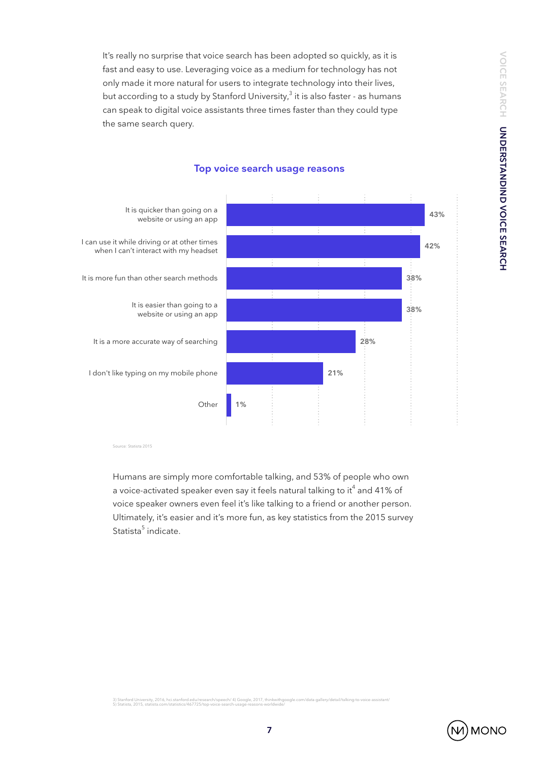It's really no surprise that voice search has been adopted so quickly, as it is fast and easy to use. Leveraging voice as a medium for technology has not only made it more natural for users to integrate technology into their lives, but according to a study by Stanford University,[3] it is also faster - as humans can speak to digital voice assistants three times faster than they could type the same search query.

### Top voice search usage reasons

| Reason | % |
|---|---|
| It is quicker than going on a website or using an app | 43% |
| I can use it while driving or at other times when I can't interact with my headset | 42% |
| It is more fun than other search methods | 38% |
| It is easier than going to a website or using an app | 38% |
| It is a more accurate way of searching | 28% |
| I don't like typing on my mobile phone | 21% |
| Other | 1% |

Source: Statista 2015

Humans are simply more comfortable talking, and 53% of people who own a voice-activated speaker even say it feels natural talking to it[4] and 41% of voice speaker owners even feel it's like talking to a friend or another person. Ultimately, it's easier and it's more fun, as key statistics from the 2015 survey Statista[5] indicate.

3) Stanford University, 2016, hci.stanford.edu/research/speech/ 4) Google, 2017, thinkwithgoogle.com/data-gallery/detail/talking-to-voice-assistant/
5) Statista, 2015, statista.com/statistics/467725/top-voice-search-usage-reasons-worldwide/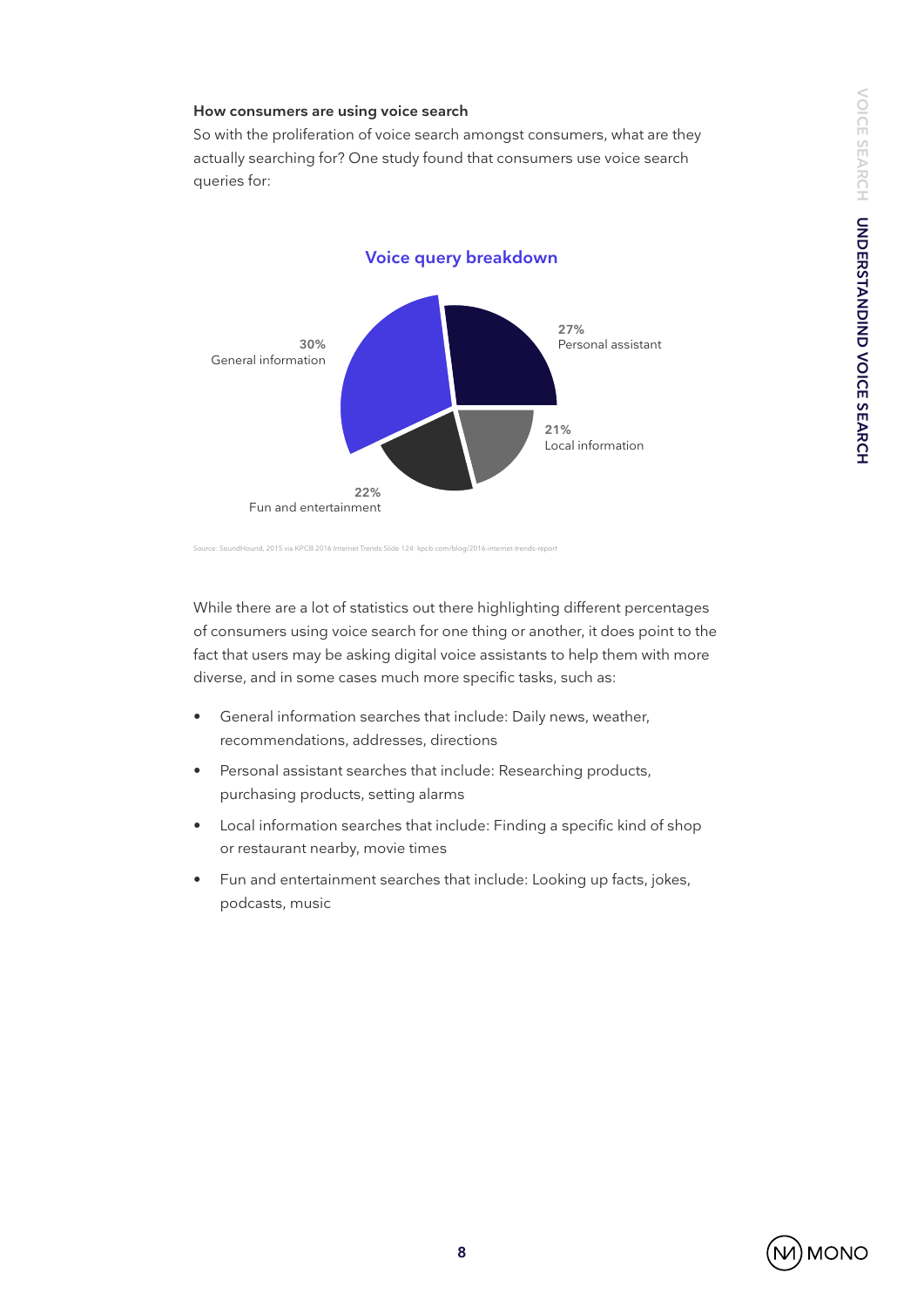### How consumers are using voice search

So with the proliferation of voice search amongst consumers, what are they actually searching for? One study found that consumers use voice search queries for:

**Voice query breakdown**

30% General information

27% Personal assistant

21% Local information

22% Fun and entertainment

Source: SoundHound, 2015 via KPCB 2016 Internet Trends Slide 124. kpcb.com/blog/2016-internet-trends-report

While there are a lot of statistics out there highlighting different percentages of consumers using voice search for one thing or another, it does point to the fact that users may be asking digital voice assistants to help them with more diverse, and in some cases much more specific tasks, such as:

- General information searches that include: Daily news, weather, recommendations, addresses, directions
- Personal assistant searches that include: Researching products, purchasing products, setting alarms
- Local information searches that include: Finding a specific kind of shop or restaurant nearby, movie times
- Fun and entertainment searches that include: Looking up facts, jokes, podcasts, music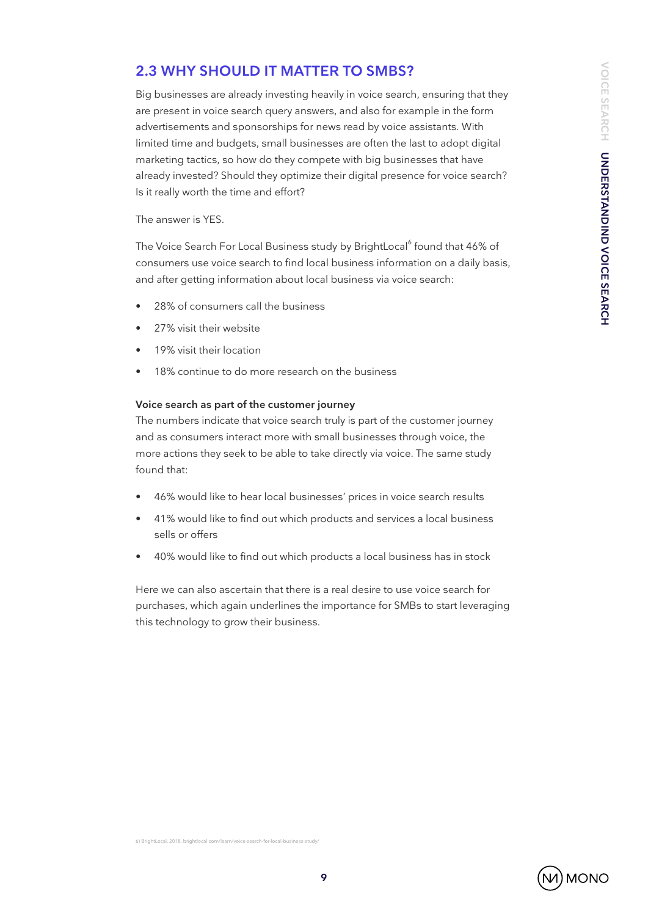## 2.3 WHY SHOULD IT MATTER TO SMBS?

Big businesses are already investing heavily in voice search, ensuring that they are present in voice search query answers, and also for example in the form advertisements and sponsorships for news read by voice assistants. With limited time and budgets, small businesses are often the last to adopt digital marketing tactics, so how do they compete with big businesses that have already invested? Should they optimize their digital presence for voice search? Is it really worth the time and effort?

The answer is YES.

The Voice Search For Local Business study by BrightLocal[6] found that 46% of consumers use voice search to find local business information on a daily basis, and after getting information about local business via voice search:

- 28% of consumers call the business
- 27% visit their website
- 19% visit their location
- 18% continue to do more research on the business

**Voice search as part of the customer journey**

The numbers indicate that voice search truly is part of the customer journey and as consumers interact more with small businesses through voice, the more actions they seek to be able to take directly via voice. The same study found that:

- 46% would like to hear local businesses' prices in voice search results
- 41% would like to find out which products and services a local business sells or offers
- 40% would like to find out which products a local business has in stock

Here we can also ascertain that there is a real desire to use voice search for purchases, which again underlines the importance for SMBs to start leveraging this technology to grow their business.

6) BrightLocal, 2018, brightlocal.com/learn/voice-search-for-local-business-study/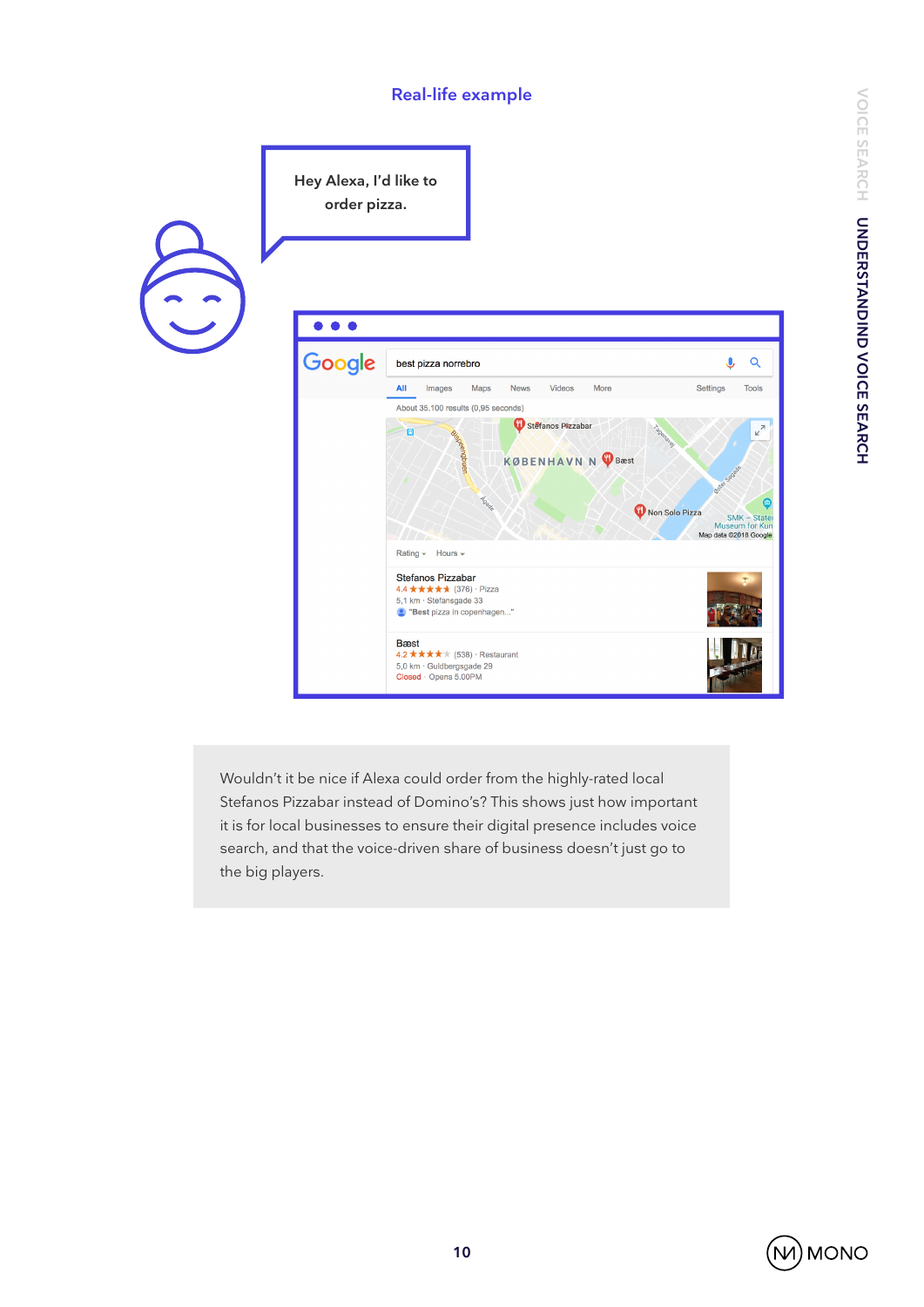## Real-life example

Hey Alexa, I'd like to order pizza.

Wouldn't it be nice if Alexa could order from the highly-rated local Stefanos Pizzabar instead of Domino's? This shows just how important it is for local businesses to ensure their digital presence includes voice search, and that the voice-driven share of business doesn't just go to the big players.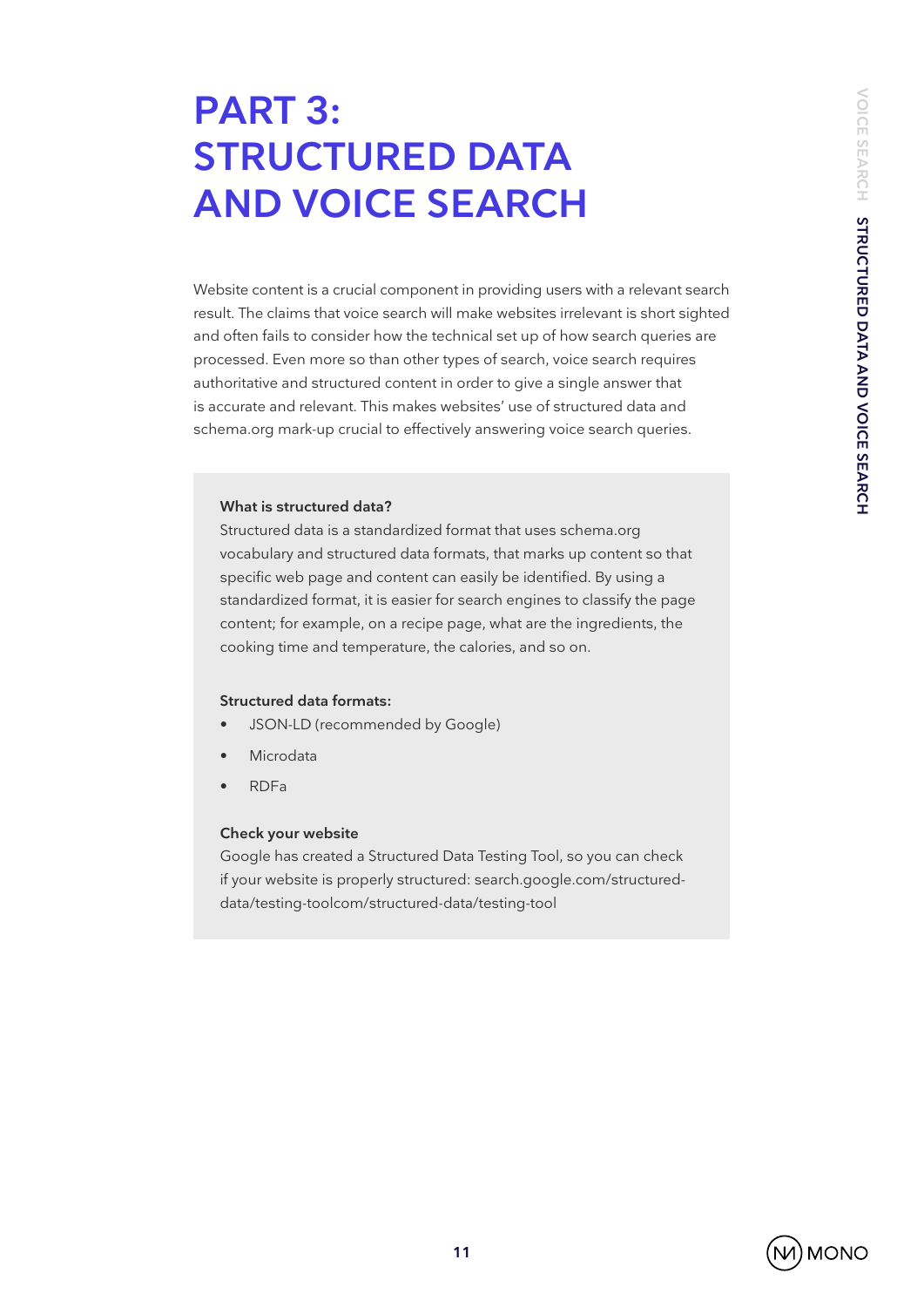# PART 3: STRUCTURED DATA AND VOICE SEARCH

Website content is a crucial component in providing users with a relevant search result. The claims that voice search will make websites irrelevant is short sighted and often fails to consider how the technical set up of how search queries are processed. Even more so than other types of search, voice search requires authoritative and structured content in order to give a single answer that is accurate and relevant. This makes websites' use of structured data and schema.org mark-up crucial to effectively answering voice search queries.

**What is structured data?**

Structured data is a standardized format that uses schema.org vocabulary and structured data formats, that marks up content so that specific web page and content can easily be identified. By using a standardized format, it is easier for search engines to classify the page content; for example, on a recipe page, what are the ingredients, the cooking time and temperature, the calories, and so on.

**Structured data formats:**

- JSON-LD (recommended by Google)
- Microdata
- RDFa

**Check your website**

Google has created a Structured Data Testing Tool, so you can check if your website is properly structured: search.google.com/structured-data/testing-toolcom/structured-data/testing-tool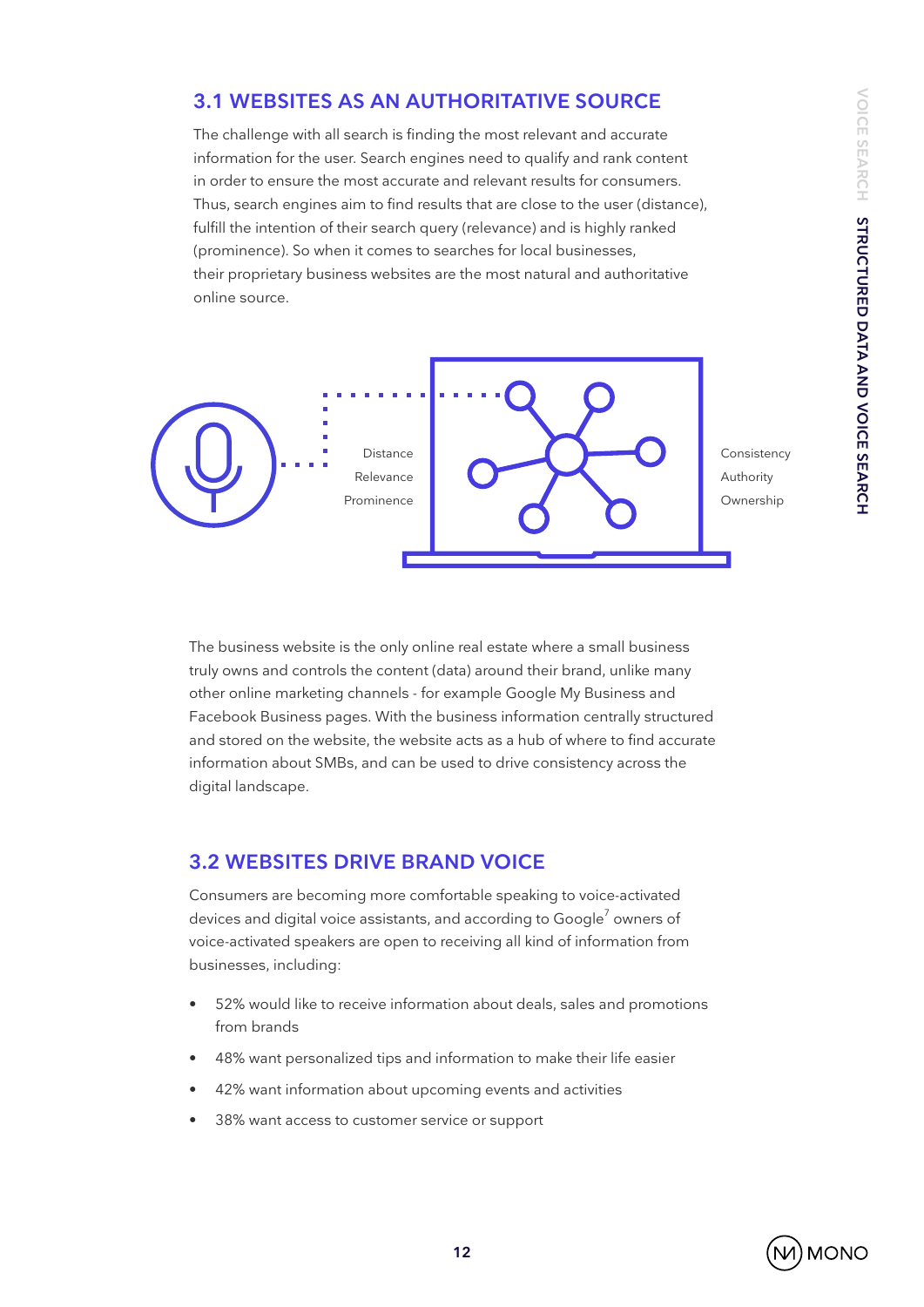## 3.1 WEBSITES AS AN AUTHORITATIVE SOURCE

The challenge with all search is finding the most relevant and accurate information for the user. Search engines need to qualify and rank content in order to ensure the most accurate and relevant results for consumers. Thus, search engines aim to find results that are close to the user (distance), fulfill the intention of their search query (relevance) and is highly ranked (prominence). So when it comes to searches for local businesses, their proprietary business websites are the most natural and authoritative online source.

Distance
Relevance
Prominence

Consistency
Authority
Ownership

The business website is the only online real estate where a small business truly owns and controls the content (data) around their brand, unlike many other online marketing channels - for example Google My Business and Facebook Business pages. With the business information centrally structured and stored on the website, the website acts as a hub of where to find accurate information about SMBs, and can be used to drive consistency across the digital landscape.

## 3.2 WEBSITES DRIVE BRAND VOICE

Consumers are becoming more comfortable speaking to voice-activated devices and digital voice assistants, and according to Google[7] owners of voice-activated speakers are open to receiving all kind of information from businesses, including:

- 52% would like to receive information about deals, sales and promotions from brands
- 48% want personalized tips and information to make their life easier
- 42% want information about upcoming events and activities
- 38% want access to customer service or support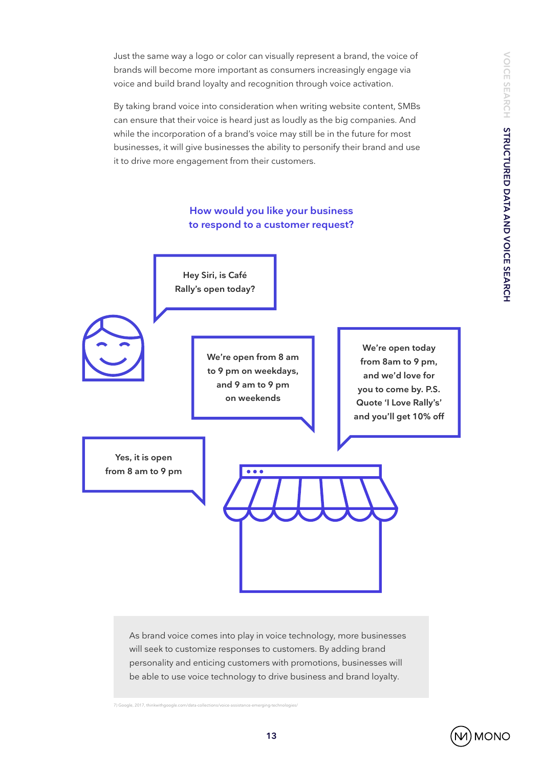Just the same way a logo or color can visually represent a brand, the voice of brands will become more important as consumers increasingly engage via voice and build brand loyalty and recognition through voice activation.

By taking brand voice into consideration when writing website content, SMBs can ensure that their voice is heard just as loudly as the big companies. And while the incorporation of a brand's voice may still be in the future for most businesses, it will give businesses the ability to personify their brand and use it to drive more engagement from their customers.

**How would you like your business to respond to a customer request?**

Hey Siri, is Café Rally's open today?

We're open from 8 am to 9 pm on weekdays, and 9 am to 9 pm on weekends

We're open today from 8am to 9 pm, and we'd love for you to come by. P.S. Quote 'I Love Rally's' and you'll get 10% off

Yes, it is open from 8 am to 9 pm

As brand voice comes into play in voice technology, more businesses will seek to customize responses to customers. By adding brand personality and enticing customers with promotions, businesses will be able to use voice technology to drive business and brand loyalty.

7) Google, 2017, thinkwithgoogle.com/data-collections/voice-assistance-emerging-technologies/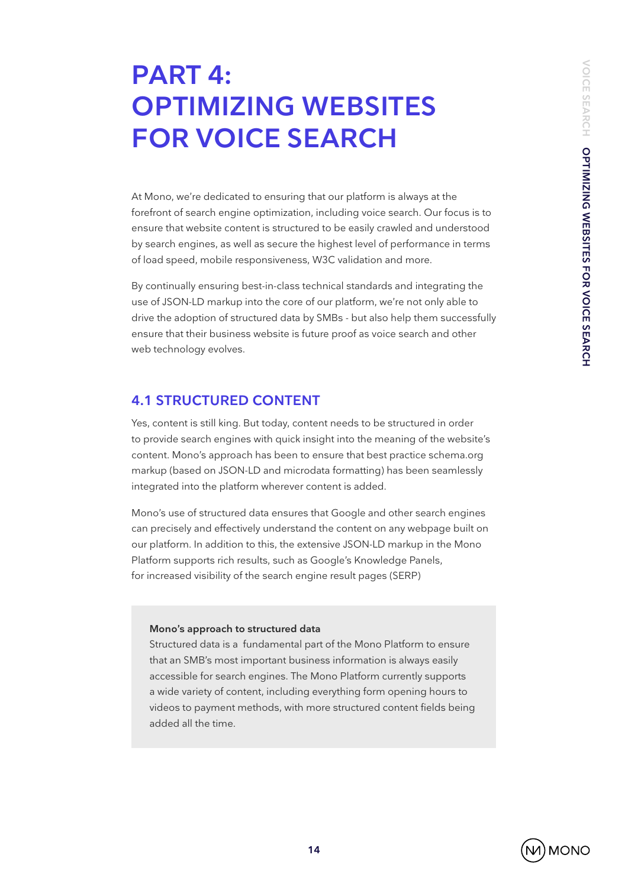# PART 4: OPTIMIZING WEBSITES FOR VOICE SEARCH

At Mono, we're dedicated to ensuring that our platform is always at the forefront of search engine optimization, including voice search. Our focus is to ensure that website content is structured to be easily crawled and understood by search engines, as well as secure the highest level of performance in terms of load speed, mobile responsiveness, W3C validation and more.

By continually ensuring best-in-class technical standards and integrating the use of JSON-LD markup into the core of our platform, we're not only able to drive the adoption of structured data by SMBs - but also help them successfully ensure that their business website is future proof as voice search and other web technology evolves.

## 4.1 STRUCTURED CONTENT

Yes, content is still king. But today, content needs to be structured in order to provide search engines with quick insight into the meaning of the website's content. Mono's approach has been to ensure that best practice schema.org markup (based on JSON-LD and microdata formatting) has been seamlessly integrated into the platform wherever content is added.

Mono's use of structured data ensures that Google and other search engines can precisely and effectively understand the content on any webpage built on our platform. In addition to this, the extensive JSON-LD markup in the Mono Platform supports rich results, such as Google's Knowledge Panels, for increased visibility of the search engine result pages (SERP)

**Mono's approach to structured data**
Structured data is a fundamental part of the Mono Platform to ensure that an SMB's most important business information is always easily accessible for search engines. The Mono Platform currently supports a wide variety of content, including everything form opening hours to videos to payment methods, with more structured content fields being added all the time.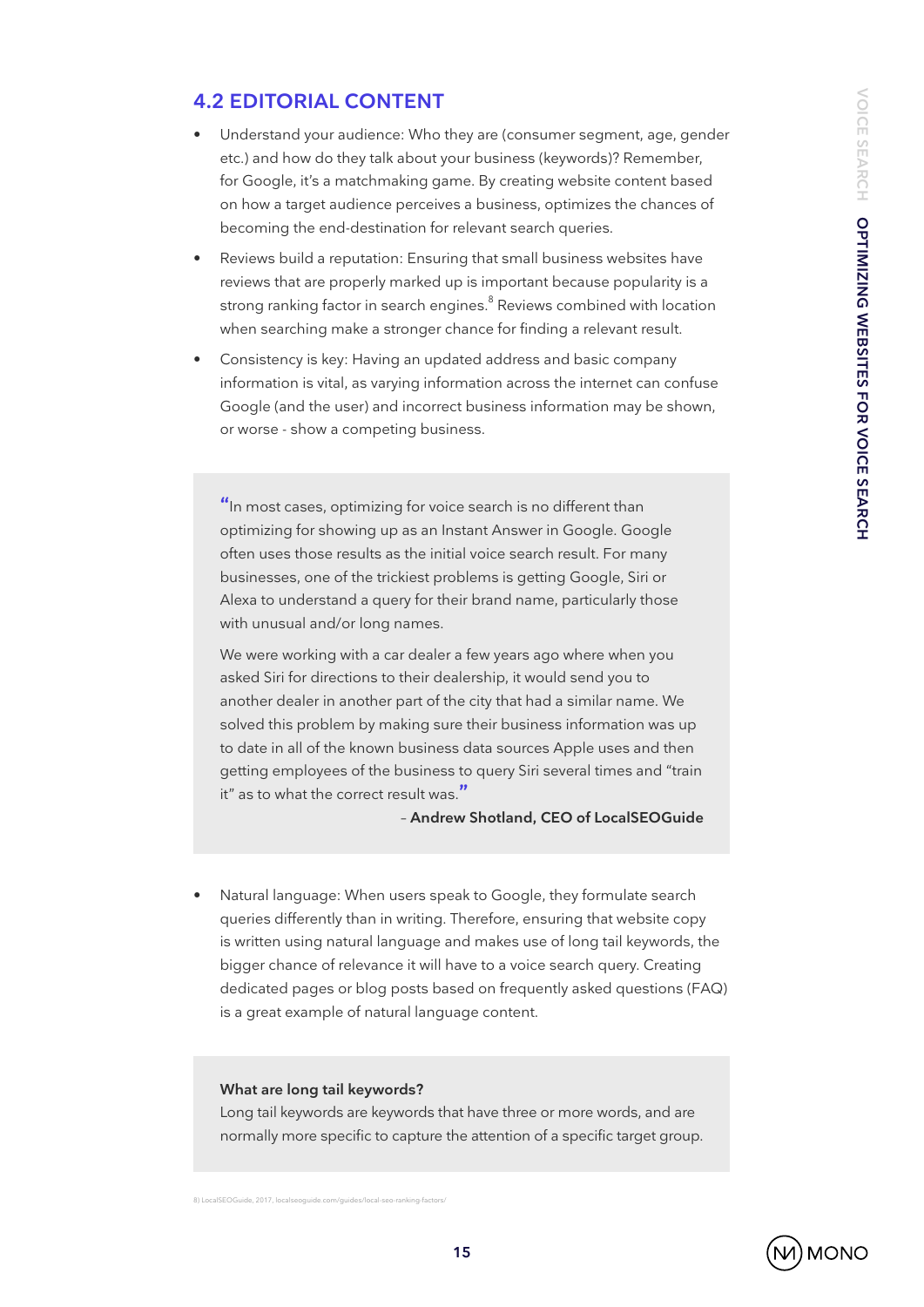## 4.2 EDITORIAL CONTENT

- Understand your audience: Who they are (consumer segment, age, gender etc.) and how do they talk about your business (keywords)? Remember, for Google, it's a matchmaking game. By creating website content based on how a target audience perceives a business, optimizes the chances of becoming the end-destination for relevant search queries.
- Reviews build a reputation: Ensuring that small business websites have reviews that are properly marked up is important because popularity is a strong ranking factor in search engines.[8] Reviews combined with location when searching make a stronger chance for finding a relevant result.
- Consistency is key: Having an updated address and basic company information is vital, as varying information across the internet can confuse Google (and the user) and incorrect business information may be shown, or worse - show a competing business.

> "In most cases, optimizing for voice search is no different than optimizing for showing up as an Instant Answer in Google. Google often uses those results as the initial voice search result. For many businesses, one of the trickiest problems is getting Google, Siri or Alexa to understand a query for their brand name, particularly those with unusual and/or long names.
>
> We were working with a car dealer a few years ago where when you asked Siri for directions to their dealership, it would send you to another dealer in another part of the city that had a similar name. We solved this problem by making sure their business information was up to date in all of the known business data sources Apple uses and then getting employees of the business to query Siri several times and "train it" as to what the correct result was."
>
> – **Andrew Shotland, CEO of LocalSEOGuide**

- Natural language: When users speak to Google, they formulate search queries differently than in writing. Therefore, ensuring that website copy is written using natural language and makes use of long tail keywords, the bigger chance of relevance it will have to a voice search query. Creating dedicated pages or blog posts based on frequently asked questions (FAQ) is a great example of natural language content.

> **What are long tail keywords?**
> Long tail keywords are keywords that have three or more words, and are normally more specific to capture the attention of a specific target group.

8) LocalSEOGuide, 2017, localseoguide.com/guides/local-seo-ranking-factors/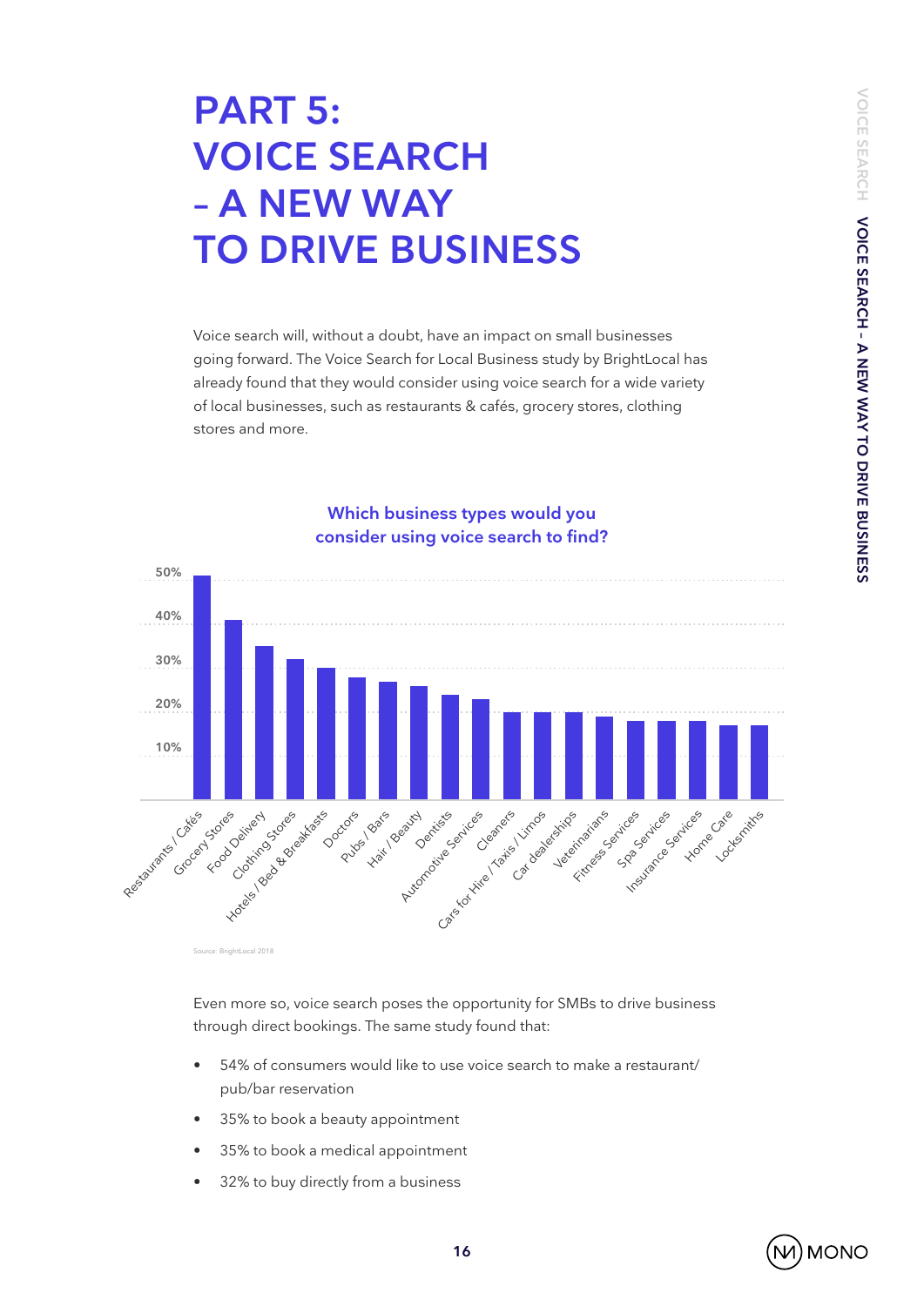# PART 5: VOICE SEARCH – A NEW WAY TO DRIVE BUSINESS

Voice search will, without a doubt, have an impact on small businesses going forward. The Voice Search for Local Business study by BrightLocal has already found that they would consider using voice search for a wide variety of local businesses, such as restaurants & cafés, grocery stores, clothing stores and more.

**Which business types would you consider using voice search to find?**

| Business type | Approx. % |
| --- | --- |
| Restaurants / Cafés | 51% |
| Grocery Stores | 41% |
| Food Delivery | 35% |
| Clothing Stores | 32% |
| Hotels / Bed & Breakfasts | 30% |
| Doctors | 28% |
| Pubs / Bars | 27% |
| Hair / Beauty | 26% |
| Dentists | 24% |
| Automotive Services | 23% |
| Cleaners | 20% |
| Cars for Hire / Taxis / Limos | 20% |
| Car dealerships | 20% |
| Veterinarians | 19% |
| Fitness Services | 18% |
| Spa Services | 18% |
| Insurance Services | 18% |
| Home Care | 17% |
| Locksmiths | 17% |

Source: BrightLocal 2018

Even more so, voice search poses the opportunity for SMBs to drive business through direct bookings. The same study found that:

- 54% of consumers would like to use voice search to make a restaurant/ pub/bar reservation
- 35% to book a beauty appointment
- 35% to book a medical appointment
- 32% to buy directly from a business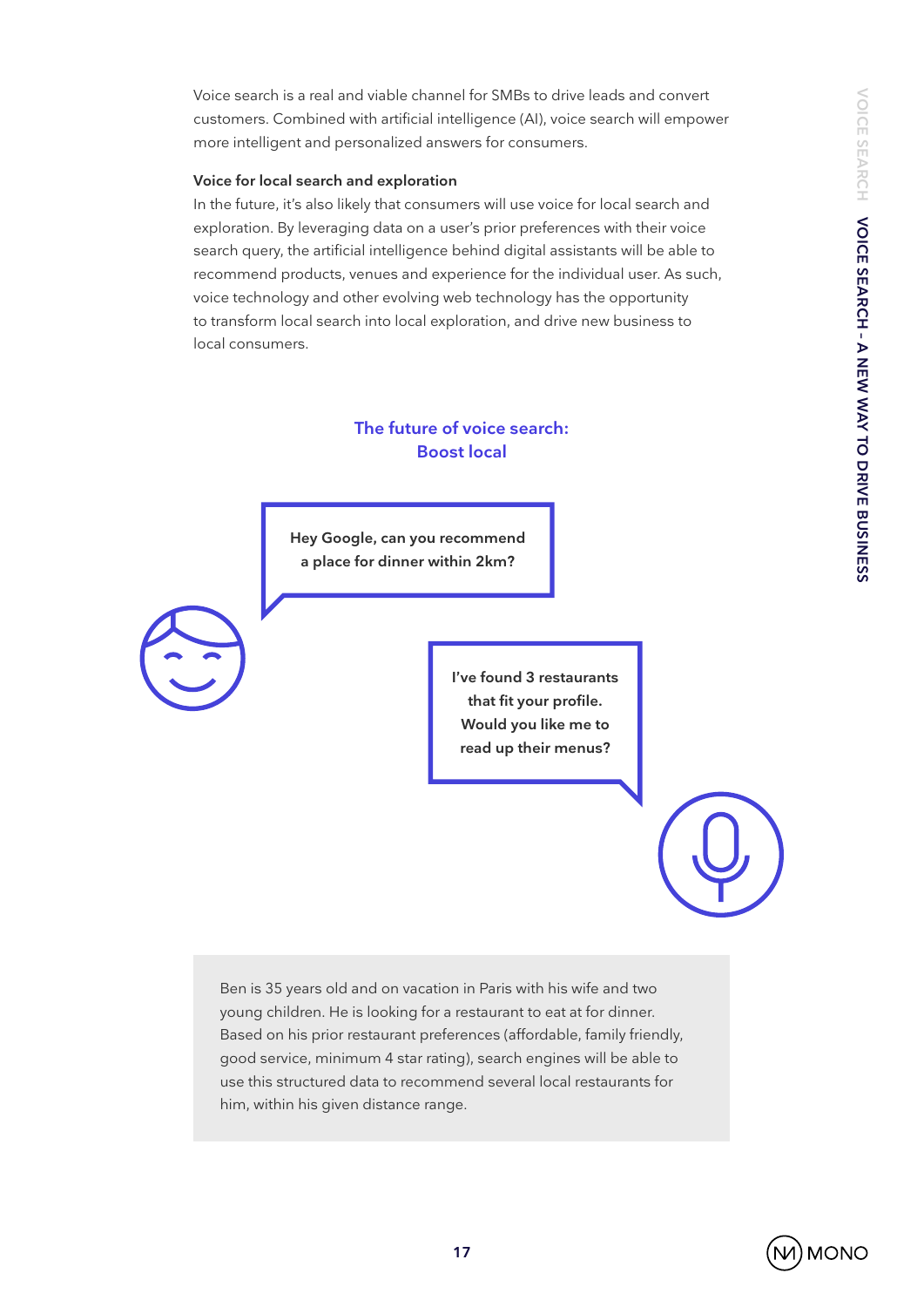Voice search is a real and viable channel for SMBs to drive leads and convert customers. Combined with artificial intelligence (AI), voice search will empower more intelligent and personalized answers for consumers.

**Voice for local search and exploration**

In the future, it's also likely that consumers will use voice for local search and exploration. By leveraging data on a user's prior preferences with their voice search query, the artificial intelligence behind digital assistants will be able to recommend products, venues and experience for the individual user. As such, voice technology and other evolving web technology has the opportunity to transform local search into local exploration, and drive new business to local consumers.

## The future of voice search: Boost local

**Hey Google, can you recommend a place for dinner within 2km?**

**I've found 3 restaurants that fit your profile. Would you like me to read up their menus?**

Ben is 35 years old and on vacation in Paris with his wife and two young children. He is looking for a restaurant to eat at for dinner. Based on his prior restaurant preferences (affordable, family friendly, good service, minimum 4 star rating), search engines will be able to use this structured data to recommend several local restaurants for him, within his given distance range.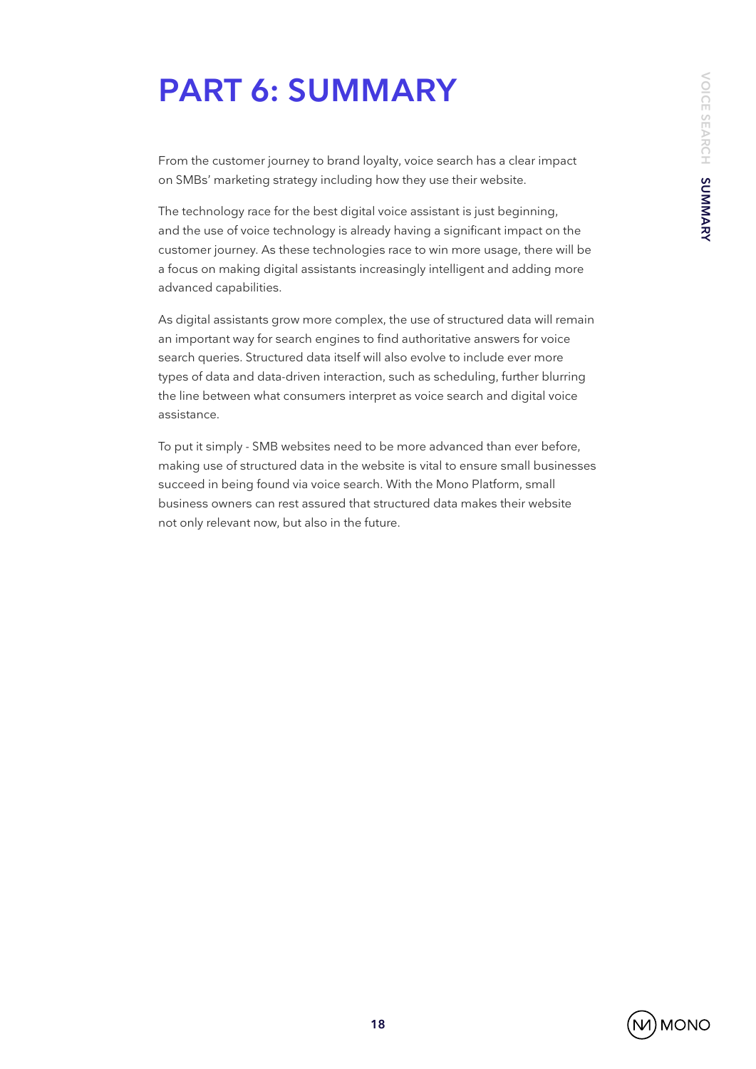# PART 6: SUMMARY

From the customer journey to brand loyalty, voice search has a clear impact on SMBs' marketing strategy including how they use their website.

The technology race for the best digital voice assistant is just beginning, and the use of voice technology is already having a significant impact on the customer journey. As these technologies race to win more usage, there will be a focus on making digital assistants increasingly intelligent and adding more advanced capabilities.

As digital assistants grow more complex, the use of structured data will remain an important way for search engines to find authoritative answers for voice search queries. Structured data itself will also evolve to include ever more types of data and data-driven interaction, such as scheduling, further blurring the line between what consumers interpret as voice search and digital voice assistance.

To put it simply - SMB websites need to be more advanced than ever before, making use of structured data in the website is vital to ensure small businesses succeed in being found via voice search. With the Mono Platform, small business owners can rest assured that structured data makes their website not only relevant now, but also in the future.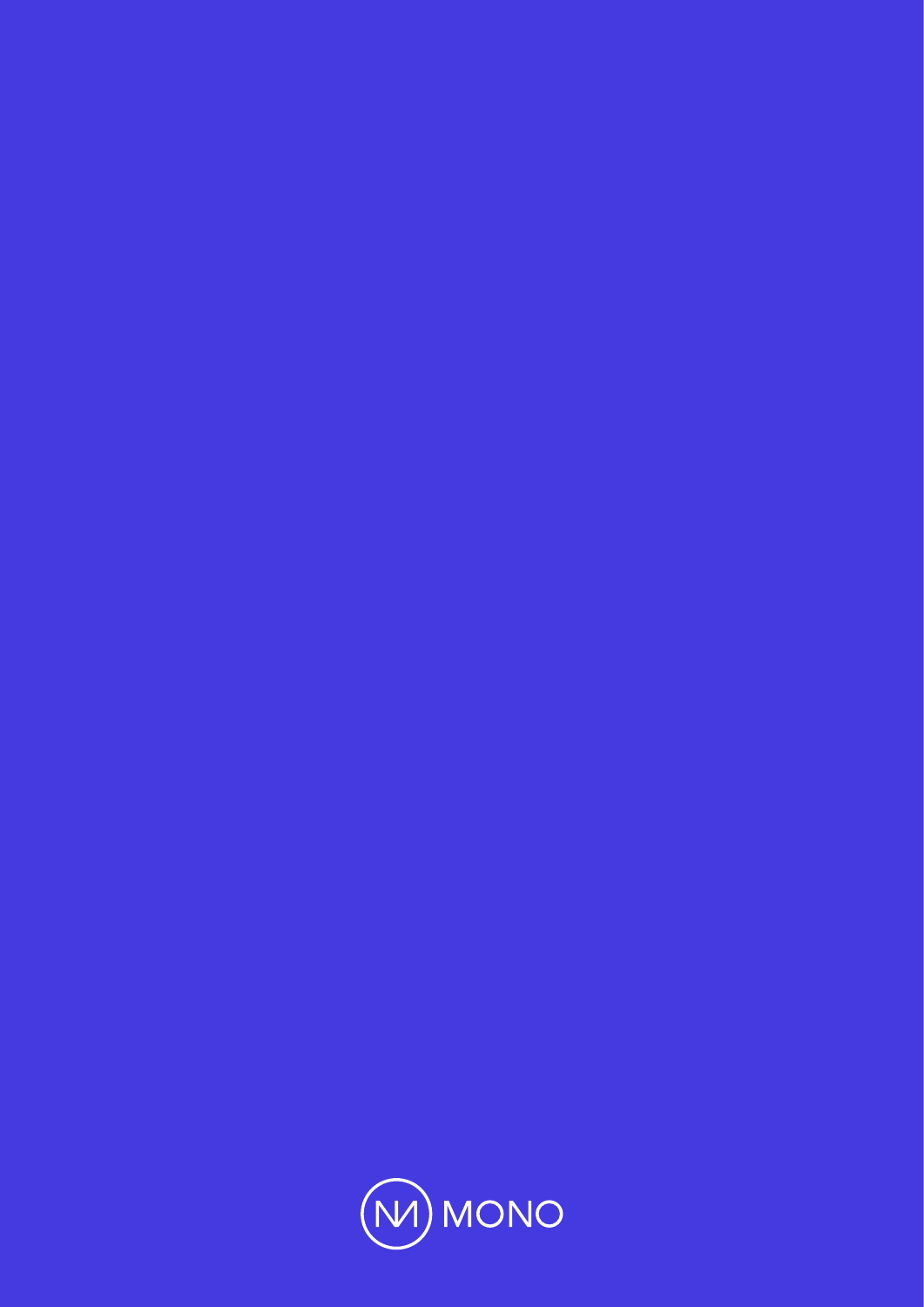MONO